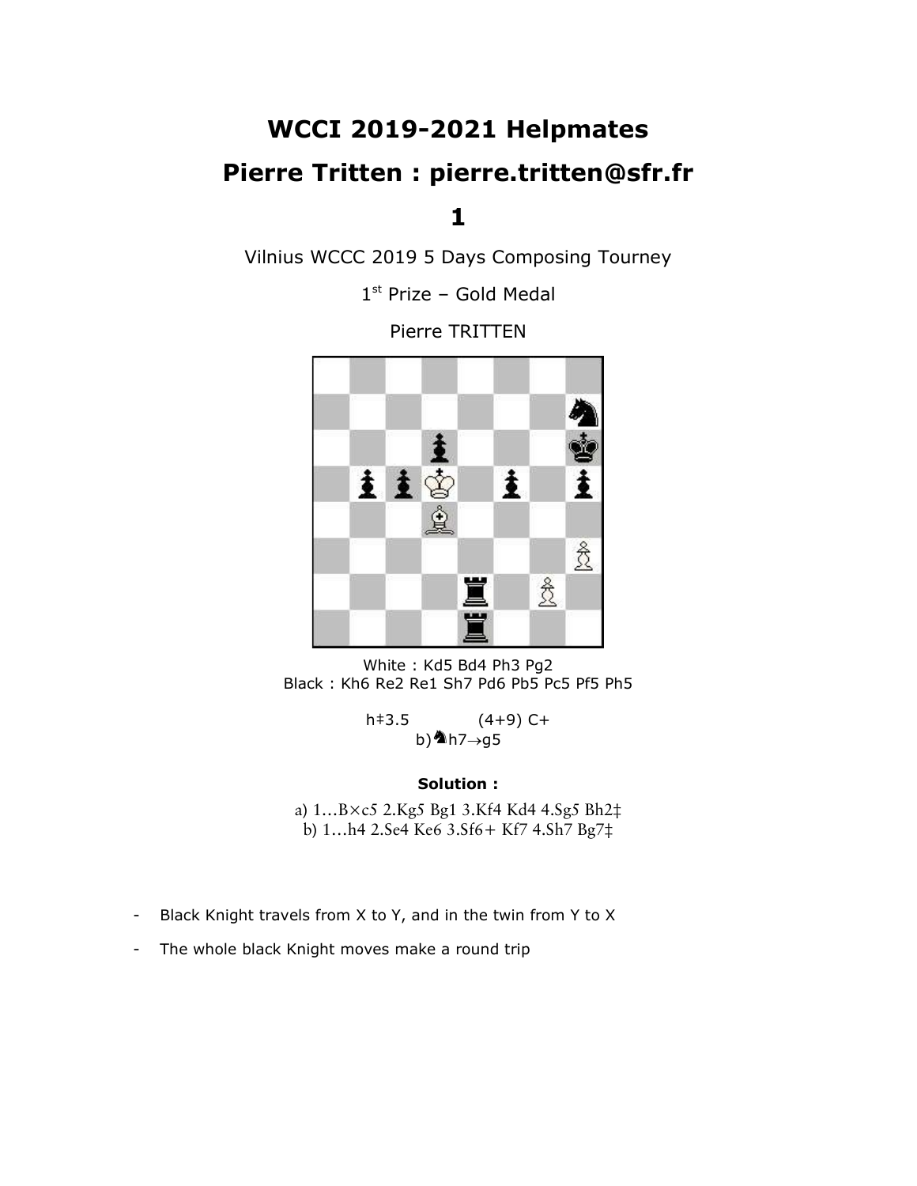# WCCI 2019-2021 Helpmates

## Pierre Tritten : pierre.tritten@sfr.fr

## 1

Vilnius WCCC 2019 5 Days Composing Tourney

1[st] Prize – Gold Medal

Pierre TRITTEN

White : Kd5 Bd4 Ph3 Pg2
Black : Kh6 Re2 Re1 Sh7 Pd6 Pb5 Pc5 Pf5 Ph5

h‡3.5 (4+9) C+
b)♞h7→g5

**Solution :**

a) 1…B×c5 2.Kg5 Bg1 3.Kf4 Kd4 4.Sg5 Bh2‡
b) 1…h4 2.Se4 Ke6 3.Sf6+ Kf7 4.Sh7 Bg7‡

- Black Knight travels from X to Y, and in the twin from Y to X
- The whole black Knight moves make a round trip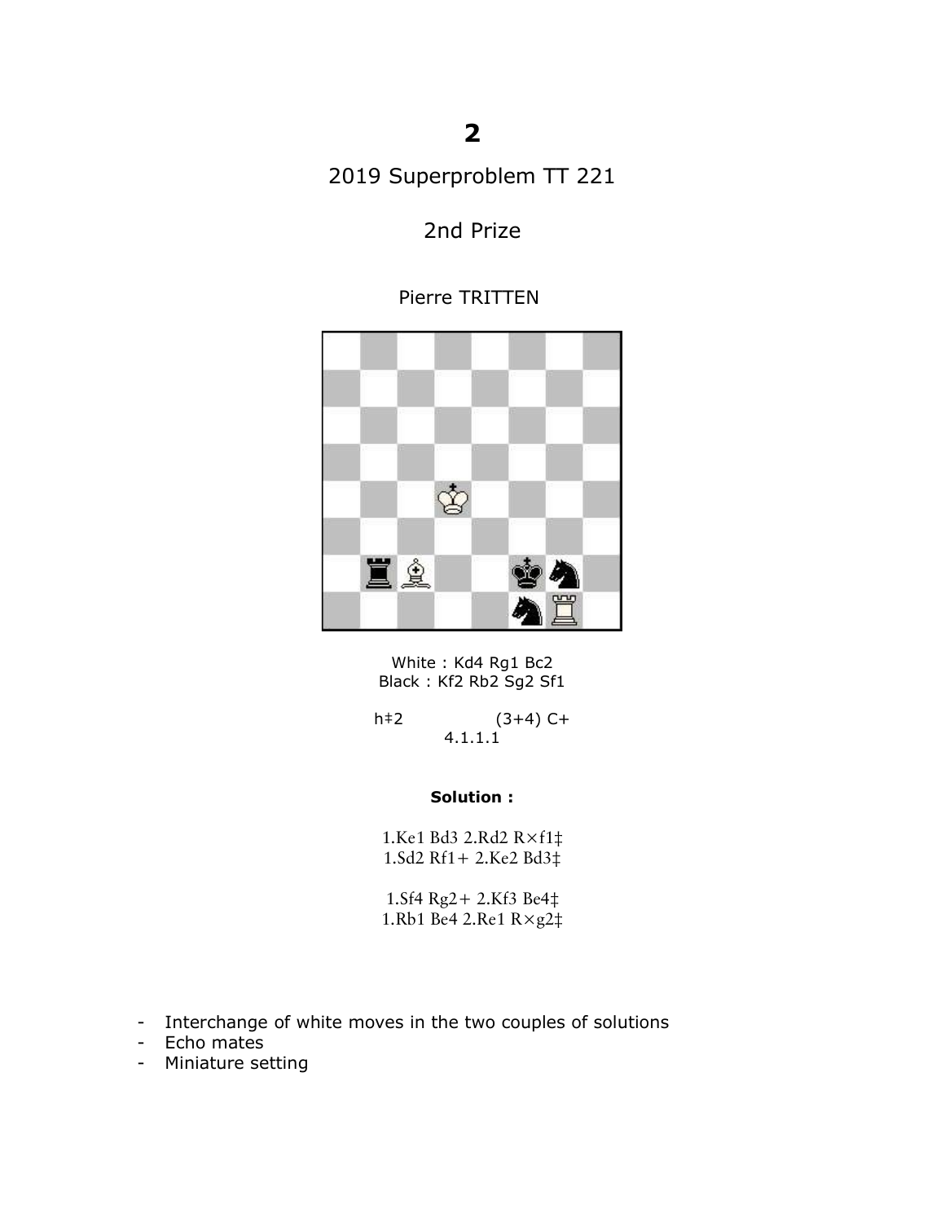# 2

2019 Superproblem TT 221

2nd Prize

Pierre TRITTEN

White : Kd4 Rg1 Bc2
Black : Kf2 Rb2 Sg2 Sf1

h‡2 (3+4) C+
4.1.1.1

**Solution :**

1.Ke1 Bd3 2.Rd2 R×f1‡
1.Sd2 Rf1+ 2.Ke2 Bd3‡

1.Sf4 Rg2+ 2.Kf3 Be4‡
1.Rb1 Be4 2.Re1 R×g2‡

- Interchange of white moves in the two couples of solutions
- Echo mates
- Miniature setting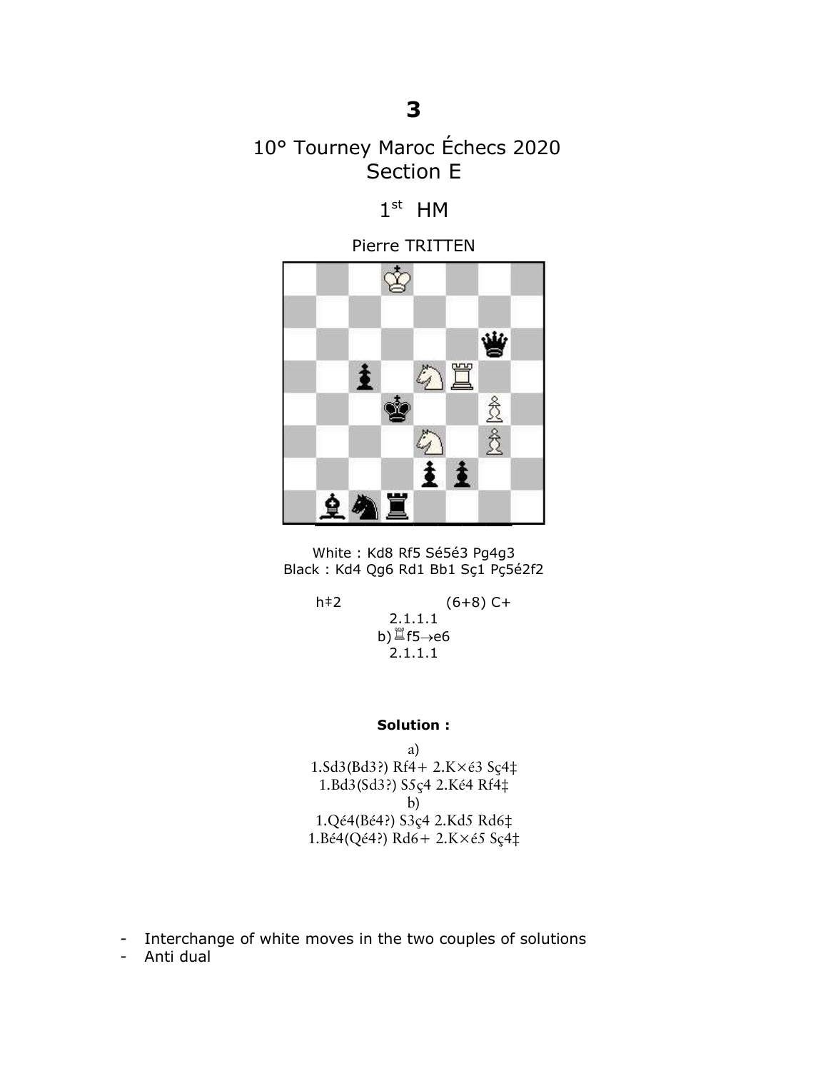# 3

## 10° Tourney Maroc Échecs 2020
## Section E

### 1st HM

Pierre TRITTEN

White : Kd8 Rf5 Sé5é3 Pg4g3
Black : Kd4 Qg6 Rd1 Bb1 Sç1 Pç5é2f2

h‡2 (6+8) C+

2.1.1.1

b)♖f5→e6

2.1.1.1

**Solution :**

a)

1.Sd3(Bd3?) Rf4+ 2.K×é3 Sç4‡

1.Bd3(Sd3?) S5ç4 2.Ké4 Rf4‡

b)

1.Qé4(Bé4?) S3ç4 2.Kd5 Rd6‡

1.Bé4(Qé4?) Rd6+ 2.K×é5 Sç4‡

- Interchange of white moves in the two couples of solutions
- Anti dual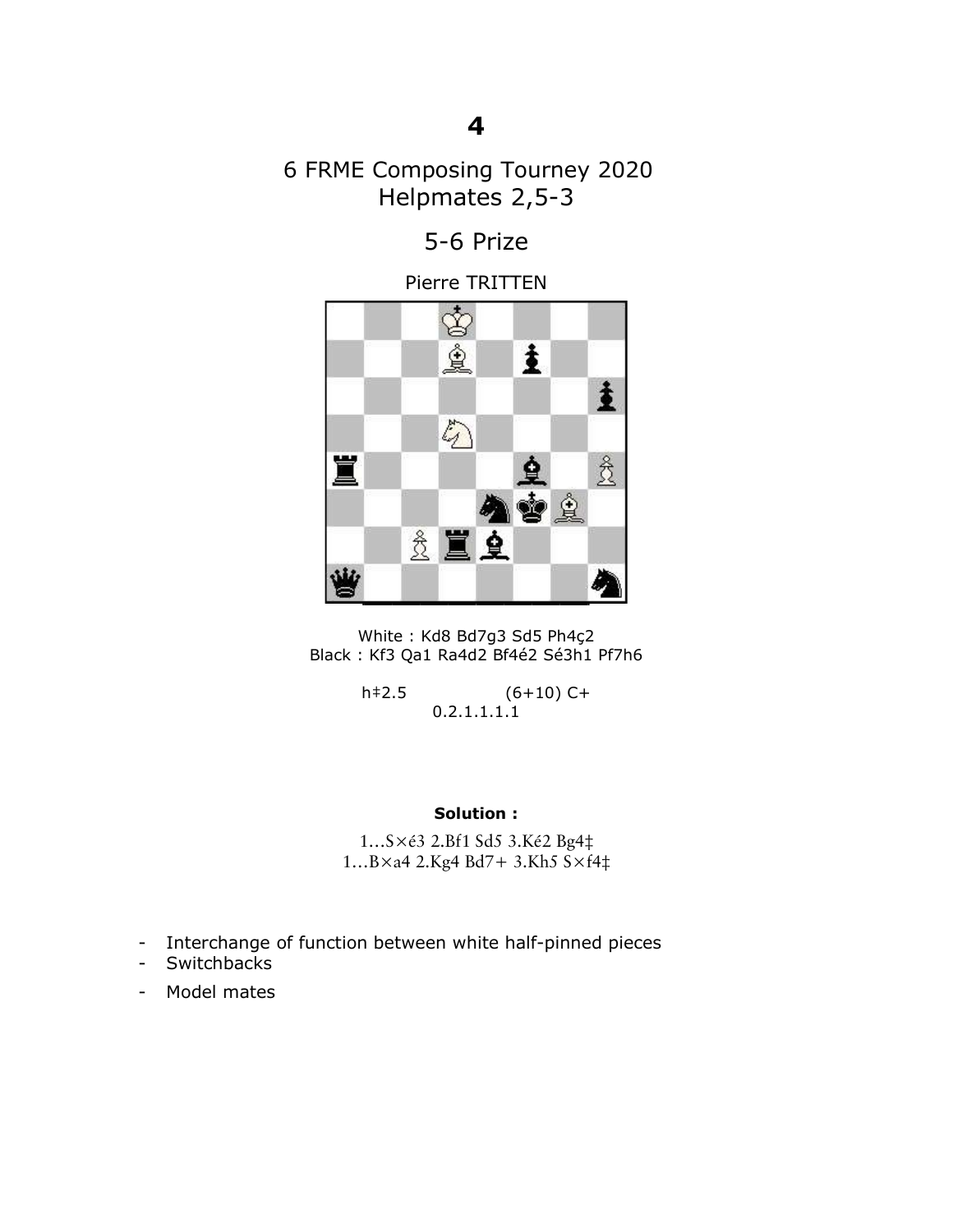# 4

## 6 FRME Composing Tourney 2020
## Helpmates 2,5-3

## 5-6 Prize

Pierre TRITTEN

White : Kd8 Bd7g3 Sd5 Ph4ç2
Black : Kf3 Qa1 Ra4d2 Bf4é2 Sé3h1 Pf7h6

h‡2.5 (6+10) C+
0.2.1.1.1.1

**Solution :**

1…S×é3 2.Bf1 Sd5 3.Ké2 Bg4‡
1…B×a4 2.Kg4 Bd7+ 3.Kh5 S×f4‡

- Interchange of function between white half-pinned pieces
- Switchbacks
- Model mates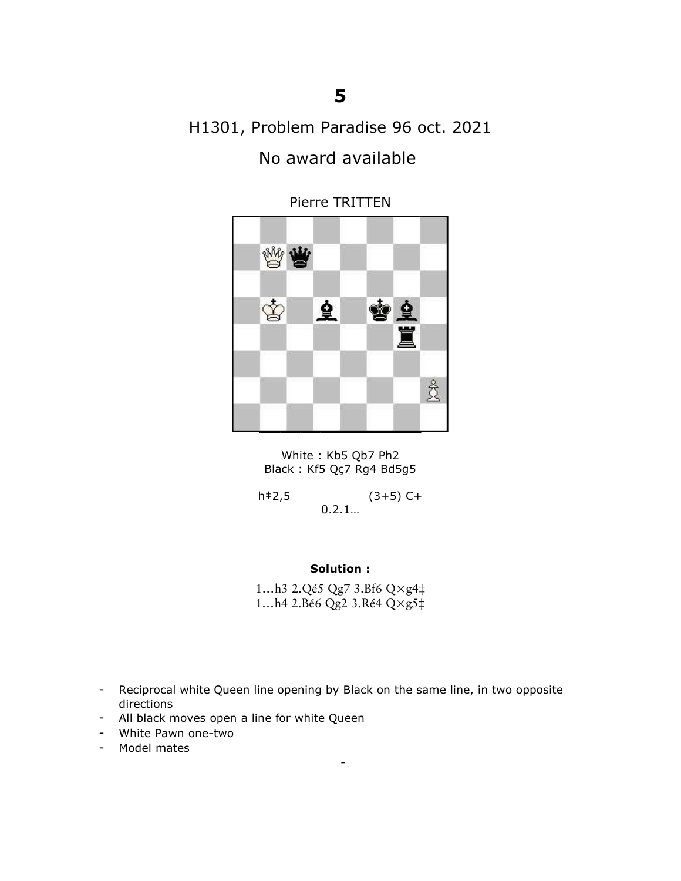# 5

## H1301, Problem Paradise 96 oct. 2021

## No award available

Pierre TRITTEN

White : Kb5 Qb7 Ph2
Black : Kf5 Qç7 Rg4 Bd5g5

h‡2,5 (3+5) C+

0.2.1…

**Solution :**

1…h3 2.Qé5 Qg7 3.Bf6 Q×g4‡
1…h4 2.Bé6 Qg2 3.Ré4 Q×g5‡

- Reciprocal white Queen line opening by Black on the same line, in two opposite directions
- All black moves open a line for white Queen
- White Pawn one-two
- Model mates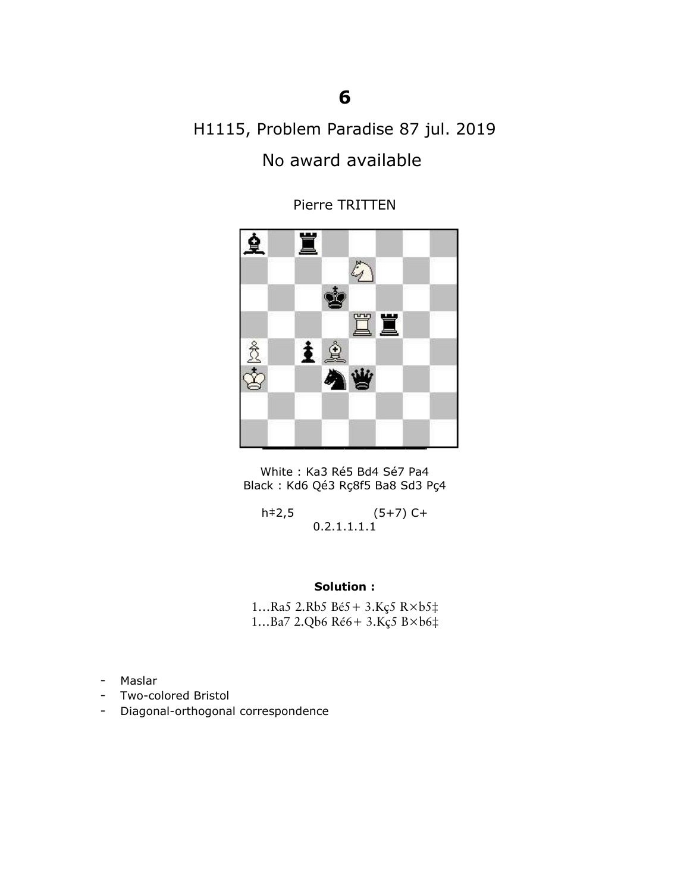# 6

## H1115, Problem Paradise 87 jul. 2019

## No award available

Pierre TRITTEN

White : Ka3 Ré5 Bd4 Sé7 Pa4
Black : Kd6 Qé3 Rç8f5 Ba8 Sd3 Pç4

h‡2,5 (5+7) C+
0.2.1.1.1.1

**Solution :**

1…Ra5 2.Rb5 Bé5+ 3.Kç5 R×b5‡
1…Ba7 2.Qb6 Ré6+ 3.Kç5 B×b6‡

- Maslar
- Two-colored Bristol
- Diagonal-orthogonal correspondence